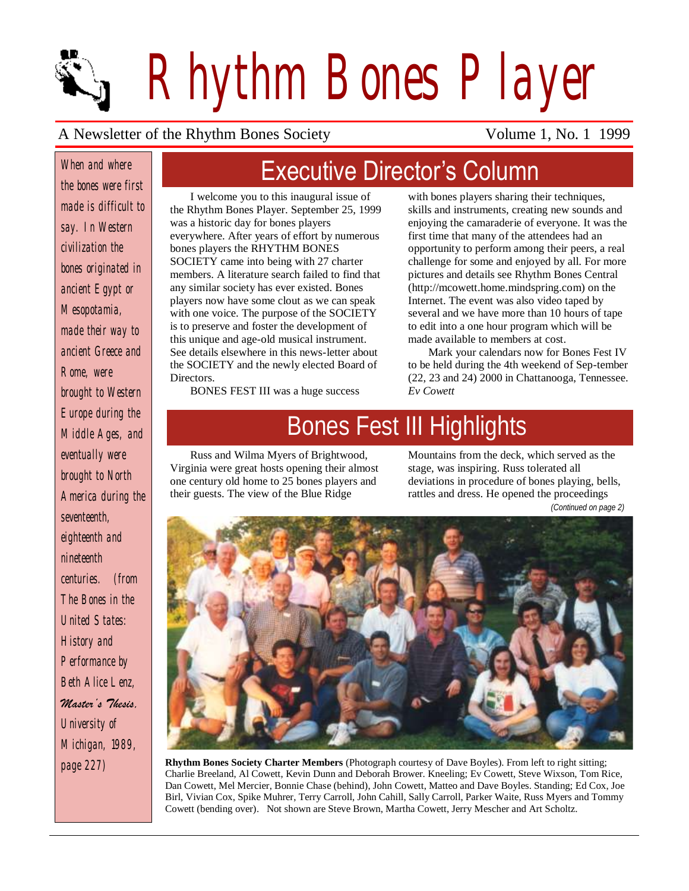# Rhythm Bones Player

A Newsletter of the Rhythm Bones Society

*When and where the bones were first made is difficult to say. In Western civilization the bones originated in ancient Egypt or Mesopotamia, made their way to ancient Greece and Rome, were brought to Western Europe during the Middle Ages, and eventually were brought to North America during the seventeenth, eighteenth and nineteenth centuries. (from The Bones in the United States: History and Performance by Beth Alice Lenz, Master's Thesis, University of Michigan, 1989, page 227)*

## Executive Director's Column

I welcome you to this inaugural issue of the Rhythm Bones Player. September 25, 1999 was a historic day for bones players everywhere. After years of effort by numerous bones players the RHYTHM BONES SOCIETY came into being with 27 charter members. A literature search failed to find that any similar society has ever existed. Bones players now have some clout as we can speak with one voice. The purpose of the SOCIETY is to preserve and foster the development of this unique and age-old musical instrument. See details elsewhere in this news-letter about the SOCIETY and the newly elected Board of Directors.

BONES FEST III was a huge success with bones players sharing their techniques, skills and instruments, creating new sounds and enjoying the camaraderie of everyone. It was the first time that many of the attendees had an opportunity to perform among their peers, a real challenge for some and enjoyed by all. For more pictures and details see Rhythm Bones Central (http://mcowett.home.mindspring.com) on the Internet. The event was also video taped by several and we have more than 10 hours of tape to edit into a one hour program which will be made available to members at cost.

Mark your calendars now for Bones Fest IV to be held during the 4th weekend of Sep-tember (22, 23 and 24) 2000 in Chattanooga, Tennessee.
*Ev Cowett*

## Bones Fest III Highlights

Russ and Wilma Myers of Brightwood, Virginia were great hosts opening their almost one century old home to 25 bones players and their guests. The view of the Blue Ridge Mountains from the deck, which served as the stage, was inspiring. Russ tolerated all deviations in procedure of bones playing, bells, rattles and dress. He opened the proceedings

*(Continued on page 2)*

**Rhythm Bones Society Charter Members** (Photograph courtesy of Dave Boyles). From left to right sitting; Charlie Breeland, Al Cowett, Kevin Dunn and Deborah Brower. Kneeling; Ev Cowett, Steve Wixson, Tom Rice, Dan Cowett, Mel Mercier, Bonnie Chase (behind), John Cowett, Matteo and Dave Boyles. Standing; Ed Cox, Joe Birl, Vivian Cox, Spike Muhrer, Terry Carroll, John Cahill, Sally Carroll, Parker Waite, Russ Myers and Tommy Cowett (bending over). Not shown are Steve Brown, Martha Cowett, Jerry Mescher and Art Scholtz.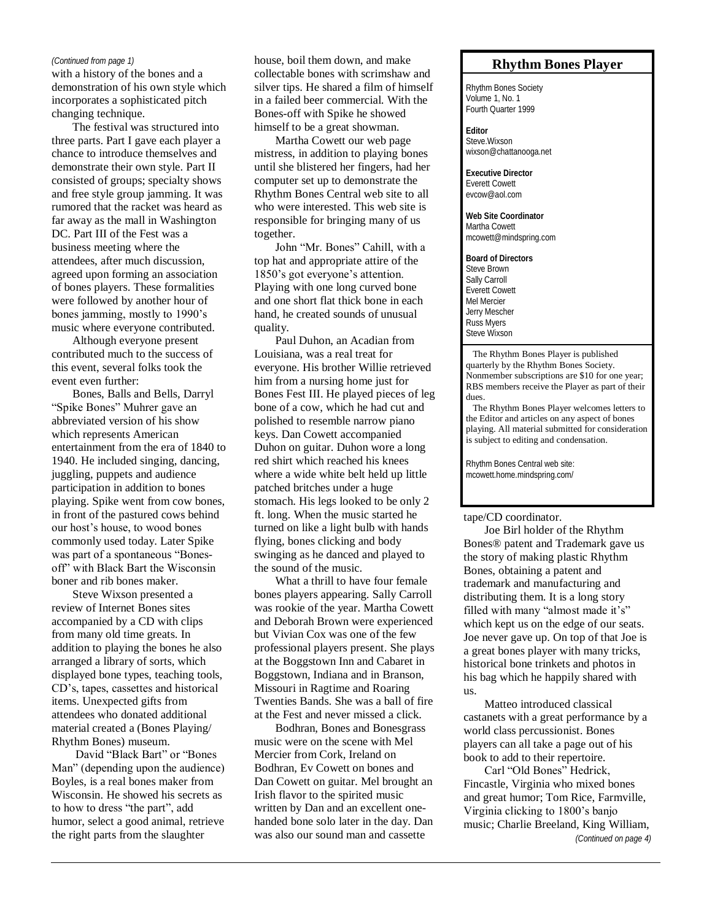*(Continued from page 1)*

with a history of the bones and a demonstration of his own style which incorporates a sophisticated pitch changing technique.

The festival was structured into three parts. Part I gave each player a chance to introduce themselves and demonstrate their own style. Part II consisted of groups; specialty shows and free style group jamming. It was rumored that the racket was heard as far away as the mall in Washington DC. Part III of the Fest was a business meeting where the attendees, after much discussion, agreed upon forming an association of bones players. These formalities were followed by another hour of bones jamming, mostly to 1990's music where everyone contributed.

Although everyone present contributed much to the success of this event, several folks took the event even further:

Bones, Balls and Bells, Darryl "Spike Bones" Muhrer gave an abbreviated version of his show which represents American entertainment from the era of 1840 to 1940. He included singing, dancing, juggling, puppets and audience participation in addition to bones playing. Spike went from cow bones, in front of the pastured cows behind our host's house, to wood bones commonly used today. Later Spike was part of a spontaneous "Bones-off" with Black Bart the Wisconsin boner and rib bones maker.

Steve Wixson presented a review of Internet Bones sites accompanied by a CD with clips from many old time greats. In addition to playing the bones he also arranged a library of sorts, which displayed bone types, teaching tools, CD's, tapes, cassettes and historical items. Unexpected gifts from attendees who donated additional material created a (Bones Playing/ Rhythm Bones) museum.

David "Black Bart" or "Bones Man" (depending upon the audience) Boyles, is a real bones maker from Wisconsin. He showed his secrets as to how to dress "the part", add humor, select a good animal, retrieve the right parts from the slaughter house, boil them down, and make collectable bones with scrimshaw and silver tips. He shared a film of himself in a failed beer commercial. With the Bones-off with Spike he showed himself to be a great showman.

Martha Cowett our web page mistress, in addition to playing bones until she blistered her fingers, had her computer set up to demonstrate the Rhythm Bones Central web site to all who were interested. This web site is responsible for bringing many of us together.

John "Mr. Bones" Cahill, with a top hat and appropriate attire of the 1850's got everyone's attention. Playing with one long curved bone and one short flat thick bone in each hand, he created sounds of unusual quality.

Paul Duhon, an Acadian from Louisiana, was a real treat for everyone. His brother Willie retrieved him from a nursing home just for Bones Fest III. He played pieces of leg bone of a cow, which he had cut and polished to resemble narrow piano keys. Dan Cowett accompanied Duhon on guitar. Duhon wore a long red shirt which reached his knees where a wide white belt held up little patched britches under a huge stomach. His legs looked to be only 2 ft. long. When the music started he turned on like a light bulb with hands flying, bones clicking and body swinging as he danced and played to the sound of the music.

What a thrill to have four female bones players appearing. Sally Carroll was rookie of the year. Martha Cowett and Deborah Brown were experienced but Vivian Cox was one of the few professional players present. She plays at the Boggstown Inn and Cabaret in Boggstown, Indiana and in Branson, Missouri in Ragtime and Roaring Twenties Bands. She was a ball of fire at the Fest and never missed a click.

Bodhran, Bones and Bonesgrass music were on the scene with Mel Mercier from Cork, Ireland on Bodhran, Ev Cowett on bones and Dan Cowett on guitar. Mel brought an Irish flavor to the spirited music written by Dan and an excellent one-handed bone solo later in the day. Dan was also our sound man and cassette tape/CD coordinator.

Joe Birl holder of the Rhythm Bones® patent and Trademark gave us the story of making plastic Rhythm Bones, obtaining a patent and trademark and manufacturing and distributing them. It is a long story filled with many "almost made it's" which kept us on the edge of our seats. Joe never gave up. On top of that Joe is a great bones player with many tricks, historical bone trinkets and photos in his bag which he happily shared with us.

Matteo introduced classical castanets with a great performance by a world class percussionist. Bones players can all take a page out of his book to add to their repertoire.

Carl "Old Bones" Hedrick, Fincastle, Virginia who mixed bones and great humor; Tom Rice, Farmville, Virginia clicking to 1800's banjo music; Charlie Breeland, King William,

*(Continued on page 4)*

---

## Rhythm Bones Player

Rhythm Bones Society
Volume 1, No. 1
Fourth Quarter 1999

**Editor**
Steve.Wixson
wixson@chattanooga.net

**Executive Director**
Everett Cowett
evcow@aol.com

**Web Site Coordinator**
Martha Cowett
mcowett@mindspring.com

**Board of Directors**
Steve Brown
Sally Carroll
Everett Cowett
Mel Mercier
Jerry Mescher
Russ Myers
Steve Wixson

The Rhythm Bones Player is published quarterly by the Rhythm Bones Society. Nonmember subscriptions are $10 for one year; RBS members receive the Player as part of their dues.

The Rhythm Bones Player welcomes letters to the Editor and articles on any aspect of bones playing. All material submitted for consideration is subject to editing and condensation.

Rhythm Bones Central web site:
mcowett.home.mindspring.com/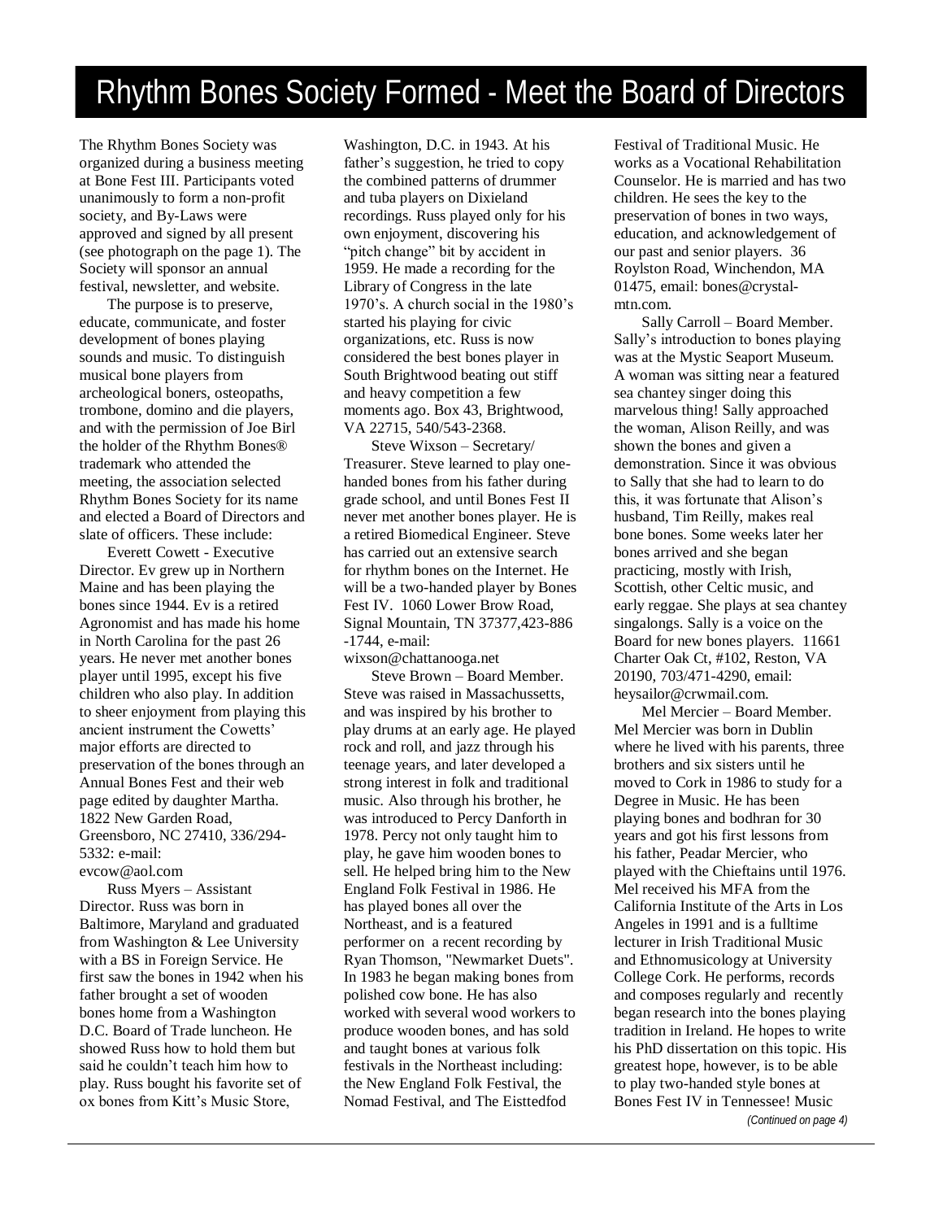# Rhythm Bones Society Formed - Meet the Board of Directors

The Rhythm Bones Society was organized during a business meeting at Bone Fest III. Participants voted unanimously to form a non-profit society, and By-Laws were approved and signed by all present (see photograph on the page 1). The Society will sponsor an annual festival, newsletter, and website.

The purpose is to preserve, educate, communicate, and foster development of bones playing sounds and music. To distinguish musical bone players from archeological boners, osteopaths, trombone, domino and die players, and with the permission of Joe Birl the holder of the Rhythm Bones® trademark who attended the meeting, the association selected Rhythm Bones Society for its name and elected a Board of Directors and slate of officers. These include:

Everett Cowett - Executive Director. Ev grew up in Northern Maine and has been playing the bones since 1944. Ev is a retired Agronomist and has made his home in North Carolina for the past 26 years. He never met another bones player until 1995, except his five children who also play. In addition to sheer enjoyment from playing this ancient instrument the Cowetts' major efforts are directed to preservation of the bones through an Annual Bones Fest and their web page edited by daughter Martha. 1822 New Garden Road, Greensboro, NC 27410, 336/294-5332: e-mail: evcow@aol.com

Russ Myers – Assistant Director. Russ was born in Baltimore, Maryland and graduated from Washington & Lee University with a BS in Foreign Service. He first saw the bones in 1942 when his father brought a set of wooden bones home from a Washington D.C. Board of Trade luncheon. He showed Russ how to hold them but said he couldn't teach him how to play. Russ bought his favorite set of ox bones from Kitt's Music Store, Washington, D.C. in 1943. At his father's suggestion, he tried to copy the combined patterns of drummer and tuba players on Dixieland recordings. Russ played only for his own enjoyment, discovering his "pitch change" bit by accident in 1959. He made a recording for the Library of Congress in the late 1970's. A church social in the 1980's started his playing for civic organizations, etc. Russ is now considered the best bones player in South Brightwood beating out stiff and heavy competition a few moments ago. Box 43, Brightwood, VA 22715, 540/543-2368.

Steve Wixson – Secretary/ Treasurer. Steve learned to play one-handed bones from his father during grade school, and until Bones Fest II never met another bones player. He is a retired Biomedical Engineer. Steve has carried out an extensive search for rhythm bones on the Internet. He will be a two-handed player by Bones Fest IV. 1060 Lower Brow Road, Signal Mountain, TN 37377,423-886 -1744, e-mail: wixson@chattanooga.net

Steve Brown – Board Member. Steve was raised in Massachussetts, and was inspired by his brother to play drums at an early age. He played rock and roll, and jazz through his teenage years, and later developed a strong interest in folk and traditional music. Also through his brother, he was introduced to Percy Danforth in 1978. Percy not only taught him to play, he gave him wooden bones to sell. He helped bring him to the New England Folk Festival in 1986. He has played bones all over the Northeast, and is a featured performer on a recent recording by Ryan Thomson, "Newmarket Duets". In 1983 he began making bones from polished cow bone. He has also worked with several wood workers to produce wooden bones, and has sold and taught bones at various folk festivals in the Northeast including: the New England Folk Festival, the Nomad Festival, and The Eisttedfod Festival of Traditional Music. He works as a Vocational Rehabilitation Counselor. He is married and has two children. He sees the key to the preservation of bones in two ways, education, and acknowledgement of our past and senior players. 36 Roylston Road, Winchendon, MA 01475, email: bones@crystal-mtn.com.

Sally Carroll – Board Member. Sally's introduction to bones playing was at the Mystic Seaport Museum. A woman was sitting near a featured sea chantey singer doing this marvelous thing! Sally approached the woman, Alison Reilly, and was shown the bones and given a demonstration. Since it was obvious to Sally that she had to learn to do this, it was fortunate that Alison's husband, Tim Reilly, makes real bone bones. Some weeks later her bones arrived and she began practicing, mostly with Irish, Scottish, other Celtic music, and early reggae. She plays at sea chantey singalongs. Sally is a voice on the Board for new bones players. 11661 Charter Oak Ct, #102, Reston, VA 20190, 703/471-4290, email: heysailor@crwmail.com.

Mel Mercier – Board Member. Mel Mercier was born in Dublin where he lived with his parents, three brothers and six sisters until he moved to Cork in 1986 to study for a Degree in Music. He has been playing bones and bodhran for 30 years and got his first lessons from his father, Peadar Mercier, who played with the Chieftains until 1976. Mel received his MFA from the California Institute of the Arts in Los Angeles in 1991 and is a fulltime lecturer in Irish Traditional Music and Ethnomusicology at University College Cork. He performs, records and composes regularly and recently began research into the bones playing tradition in Ireland. He hopes to write his PhD dissertation on this topic. His greatest hope, however, is to be able to play two-handed style bones at Bones Fest IV in Tennessee! Music

*(Continued on page 4)*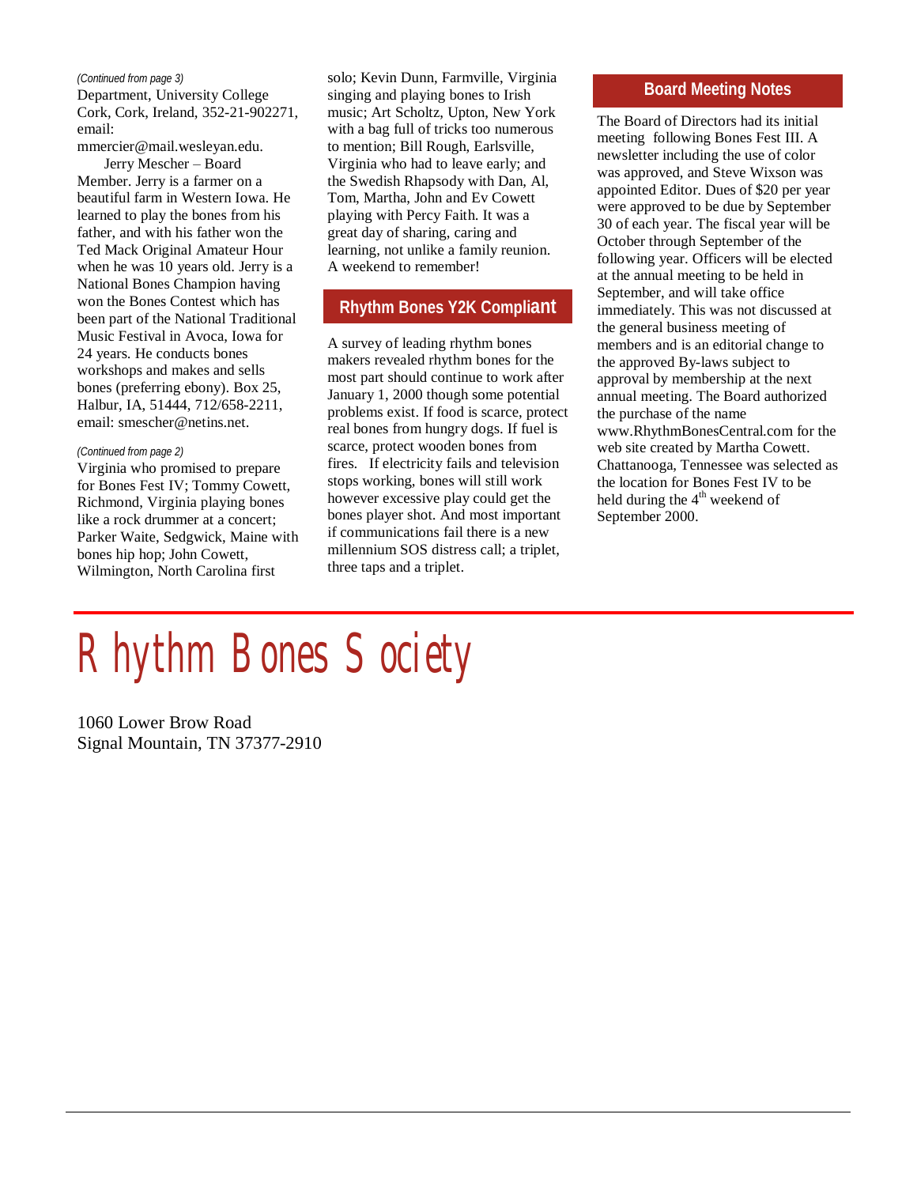*(Continued from page 3)*

Department, University College Cork, Cork, Ireland, 352-21-902271, email: mmercier@mail.wesleyan.edu.

Jerry Mescher – Board Member. Jerry is a farmer on a beautiful farm in Western Iowa. He learned to play the bones from his father, and with his father won the Ted Mack Original Amateur Hour when he was 10 years old. Jerry is a National Bones Champion having won the Bones Contest which has been part of the National Traditional Music Festival in Avoca, Iowa for 24 years. He conducts bones workshops and makes and sells bones (preferring ebony). Box 25, Halbur, IA, 51444, 712/658-2211, email: smescher@netins.net.

*(Continued from page 2)*

Virginia who promised to prepare for Bones Fest IV; Tommy Cowett, Richmond, Virginia playing bones like a rock drummer at a concert; Parker Waite, Sedgwick, Maine with bones hip hop; John Cowett, Wilmington, North Carolina first solo; Kevin Dunn, Farmville, Virginia singing and playing bones to Irish music; Art Scholtz, Upton, New York with a bag full of tricks too numerous to mention; Bill Rough, Earlsville, Virginia who had to leave early; and the Swedish Rhapsody with Dan, Al, Tom, Martha, John and Ev Cowett playing with Percy Faith. It was a great day of sharing, caring and learning, not unlike a family reunion. A weekend to remember!

## Rhythm Bones Y2K Compliant

A survey of leading rhythm bones makers revealed rhythm bones for the most part should continue to work after January 1, 2000 though some potential problems exist. If food is scarce, protect real bones from hungry dogs. If fuel is scarce, protect wooden bones from fires. If electricity fails and television stops working, bones will still work however excessive play could get the bones player shot. And most important if communications fail there is a new millennium SOS distress call; a triplet, three taps and a triplet.

## Board Meeting Notes

The Board of Directors had its initial meeting following Bones Fest III. A newsletter including the use of color was approved, and Steve Wixson was appointed Editor. Dues of $20 per year were approved to be due by September 30 of each year. The fiscal year will be October through September of the following year. Officers will be elected at the annual meeting to be held in September, and will take office immediately. This was not discussed at the general business meeting of members and is an editorial change to the approved By-laws subject to approval by membership at the next annual meeting. The Board authorized the purchase of the name www.RhythmBonesCentral.com for the web site created by Martha Cowett. Chattanooga, Tennessee was selected as the location for Bones Fest IV to be held during the 4th weekend of September 2000.

# Rhythm Bones Society

1060 Lower Brow Road
Signal Mountain, TN 37377-2910